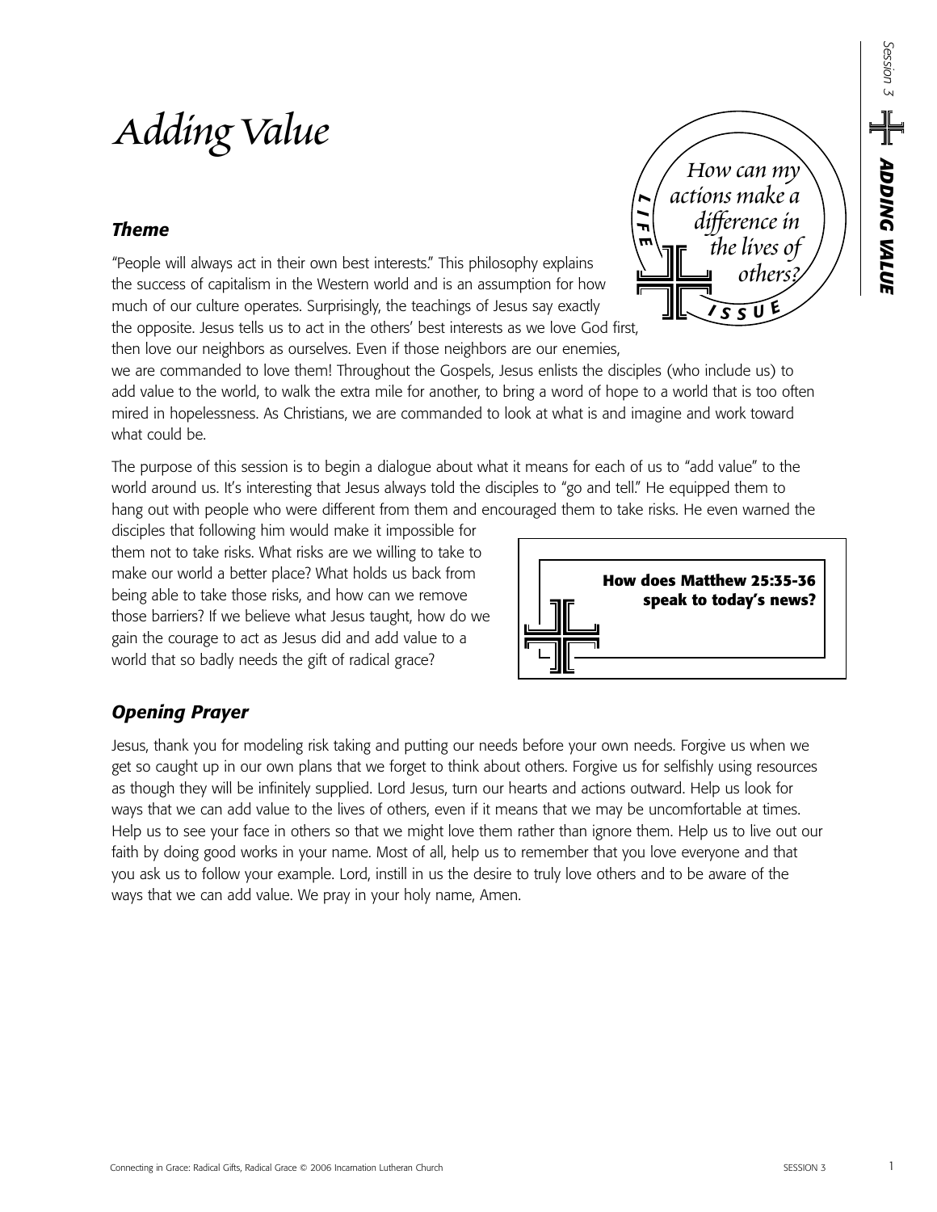# Adding Value

*How can my actions make a difference in the lives of others?*

LIFE ISSUE

## *Theme*

"People will always act in their own best interests." This philosophy explains the success of capitalism in the Western world and is an assumption for how much of our culture operates. Surprisingly, the teachings of Jesus say exactly the opposite. Jesus tells us to act in the others' best interests as we love God first, then love our neighbors as ourselves. Even if those neighbors are our enemies, we are commanded to love them! Throughout the Gospels, Jesus enlists the disciples (who include us) to add value to the world, to walk the extra mile for another, to bring a word of hope to a world that is too often mired in hopelessness. As Christians, we are commanded to look at what is and imagine and work toward what could be.

The purpose of this session is to begin a dialogue about what it means for each of us to "add value" to the world around us. It's interesting that Jesus always told the disciples to "go and tell." He equipped them to hang out with people who were different from them and encouraged them to take risks. He even warned the disciples that following him would make it impossible for them not to take risks. What risks are we willing to take to make our world a better place? What holds us back from being able to take those risks, and how can we remove those barriers? If we believe what Jesus taught, how do we gain the courage to act as Jesus did and add value to a world that so badly needs the gift of radical grace?

**How does Matthew 25:35-36 speak to today's news?**

## *Opening Prayer*

Jesus, thank you for modeling risk taking and putting our needs before your own needs. Forgive us when we get so caught up in our own plans that we forget to think about others. Forgive us for selfishly using resources as though they will be infinitely supplied. Lord Jesus, turn our hearts and actions outward. Help us look for ways that we can add value to the lives of others, even if it means that we may be uncomfortable at times. Help us to see your face in others so that we might love them rather than ignore them. Help us to live out our faith by doing good works in your name. Most of all, help us to remember that you love everyone and that you ask us to follow your example. Lord, instill in us the desire to truly love others and to be aware of the ways that we can add value. We pray in your holy name, Amen.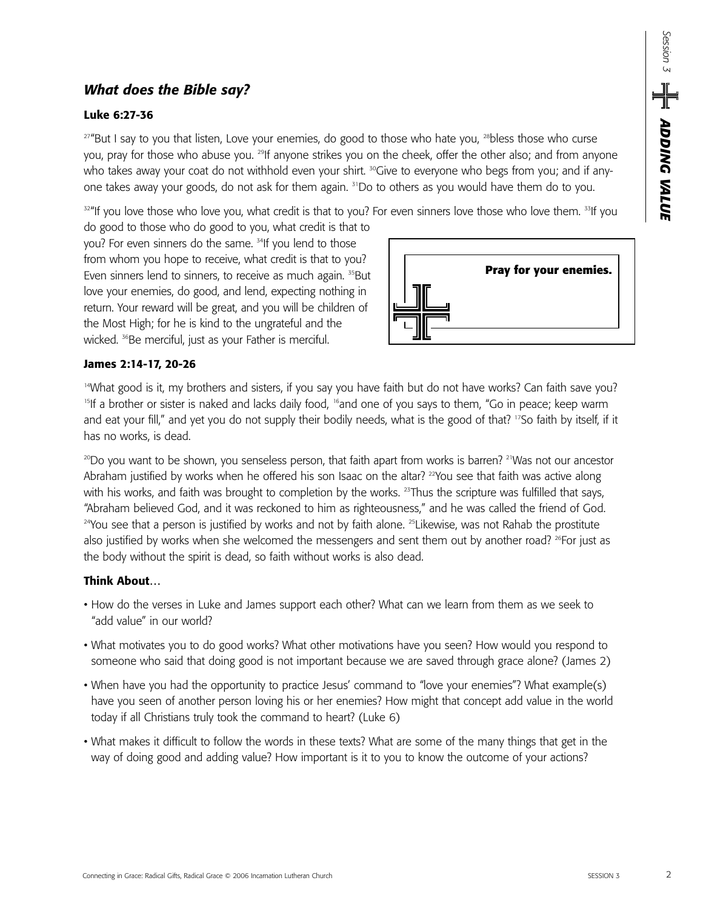## *What does the Bible say?*

### Luke 6:27-36

[27]"But I say to you that listen, Love your enemies, do good to those who hate you, [28]bless those who curse you, pray for those who abuse you. [29]If anyone strikes you on the cheek, offer the other also; and from anyone who takes away your coat do not withhold even your shirt. [30]Give to everyone who begs from you; and if anyone takes away your goods, do not ask for them again. [31]Do to others as you would have them do to you.

[32]"If you love those who love you, what credit is that to you? For even sinners love those who love them. [33]If you do good to those who do good to you, what credit is that to you? For even sinners do the same. [34]If you lend to those from whom you hope to receive, what credit is that to you? Even sinners lend to sinners, to receive as much again. [35]But love your enemies, do good, and lend, expecting nothing in return. Your reward will be great, and you will be children of the Most High; for he is kind to the ungrateful and the wicked. [36]Be merciful, just as your Father is merciful.

**Pray for your enemies.**

### James 2:14-17, 20-26

[14]What good is it, my brothers and sisters, if you say you have faith but do not have works? Can faith save you? [15]If a brother or sister is naked and lacks daily food, [16]and one of you says to them, "Go in peace; keep warm and eat your fill," and yet you do not supply their bodily needs, what is the good of that? [17]So faith by itself, if it has no works, is dead.

[20]Do you want to be shown, you senseless person, that faith apart from works is barren? [21]Was not our ancestor Abraham justified by works when he offered his son Isaac on the altar? [22]You see that faith was active along with his works, and faith was brought to completion by the works. [23]Thus the scripture was fulfilled that says, "Abraham believed God, and it was reckoned to him as righteousness," and he was called the friend of God. [24]You see that a person is justified by works and not by faith alone. [25]Likewise, was not Rahab the prostitute also justified by works when she welcomed the messengers and sent them out by another road? [26]For just as the body without the spirit is dead, so faith without works is also dead.

### Think About…

- How do the verses in Luke and James support each other? What can we learn from them as we seek to "add value" in our world?
- What motivates you to do good works? What other motivations have you seen? How would you respond to someone who said that doing good is not important because we are saved through grace alone? (James 2)
- When have you had the opportunity to practice Jesus' command to "love your enemies"? What example(s) have you seen of another person loving his or her enemies? How might that concept add value in the world today if all Christians truly took the command to heart? (Luke 6)
- What makes it difficult to follow the words in these texts? What are some of the many things that get in the way of doing good and adding value? How important is it to you to know the outcome of your actions?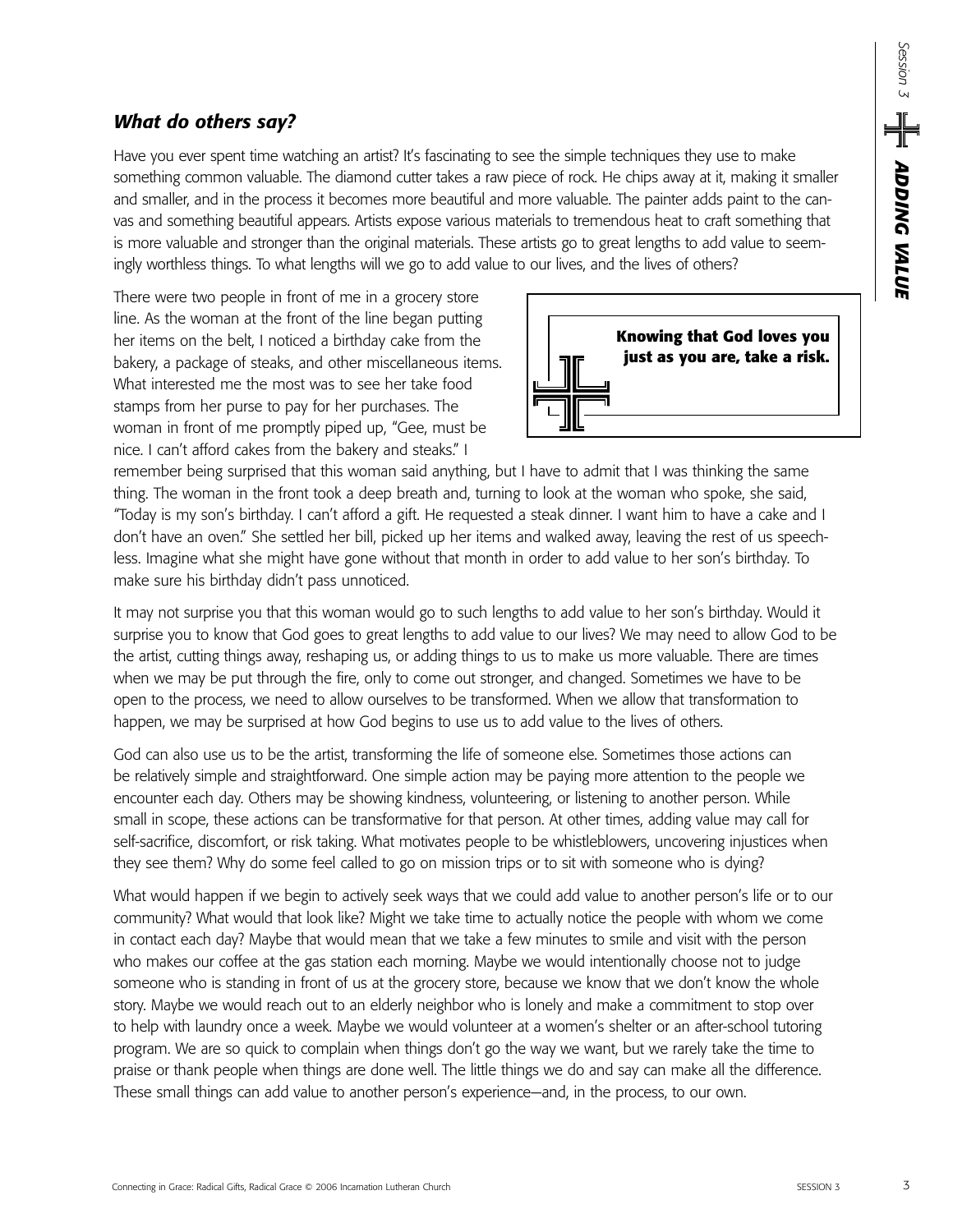## *What do others say?*

Have you ever spent time watching an artist? It's fascinating to see the simple techniques they use to make something common valuable. The diamond cutter takes a raw piece of rock. He chips away at it, making it smaller and smaller, and in the process it becomes more beautiful and more valuable. The painter adds paint to the canvas and something beautiful appears. Artists expose various materials to tremendous heat to craft something that is more valuable and stronger than the original materials. These artists go to great lengths to add value to seemingly worthless things. To what lengths will we go to add value to our lives, and the lives of others?

There were two people in front of me in a grocery store line. As the woman at the front of the line began putting her items on the belt, I noticed a birthday cake from the bakery, a package of steaks, and other miscellaneous items. What interested me the most was to see her take food stamps from her purse to pay for her purchases. The woman in front of me promptly piped up, "Gee, must be nice. I can't afford cakes from the bakery and steaks." I remember being surprised that this woman said anything, but I have to admit that I was thinking the same thing. The woman in the front took a deep breath and, turning to look at the woman who spoke, she said, "Today is my son's birthday. I can't afford a gift. He requested a steak dinner. I want him to have a cake and I don't have an oven." She settled her bill, picked up her items and walked away, leaving the rest of us speechless. Imagine what she might have gone without that month in order to add value to her son's birthday. To make sure his birthday didn't pass unnoticed.

> **Knowing that God loves you just as you are, take a risk.**

It may not surprise you that this woman would go to such lengths to add value to her son's birthday. Would it surprise you to know that God goes to great lengths to add value to our lives? We may need to allow God to be the artist, cutting things away, reshaping us, or adding things to us to make us more valuable. There are times when we may be put through the fire, only to come out stronger, and changed. Sometimes we have to be open to the process, we need to allow ourselves to be transformed. When we allow that transformation to happen, we may be surprised at how God begins to use us to add value to the lives of others.

God can also use us to be the artist, transforming the life of someone else. Sometimes those actions can be relatively simple and straightforward. One simple action may be paying more attention to the people we encounter each day. Others may be showing kindness, volunteering, or listening to another person. While small in scope, these actions can be transformative for that person. At other times, adding value may call for self-sacrifice, discomfort, or risk taking. What motivates people to be whistleblowers, uncovering injustices when they see them? Why do some feel called to go on mission trips or to sit with someone who is dying?

What would happen if we begin to actively seek ways that we could add value to another person's life or to our community? What would that look like? Might we take time to actually notice the people with whom we come in contact each day? Maybe that would mean that we take a few minutes to smile and visit with the person who makes our coffee at the gas station each morning. Maybe we would intentionally choose not to judge someone who is standing in front of us at the grocery store, because we know that we don't know the whole story. Maybe we would reach out to an elderly neighbor who is lonely and make a commitment to stop over to help with laundry once a week. Maybe we would volunteer at a women's shelter or an after-school tutoring program. We are so quick to complain when things don't go the way we want, but we rarely take the time to praise or thank people when things are done well. The little things we do and say can make all the difference. These small things can add value to another person's experience—and, in the process, to our own.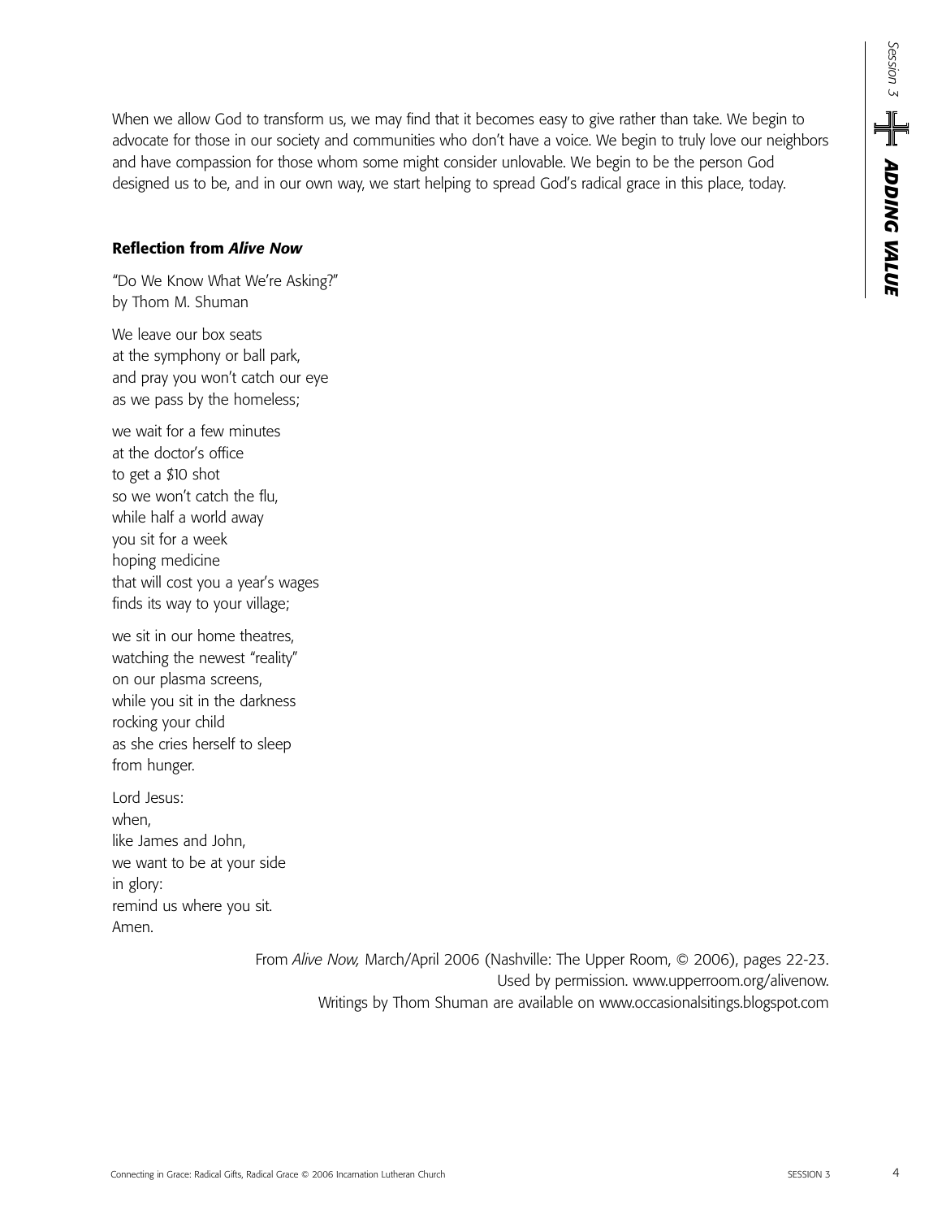When we allow God to transform us, we may find that it becomes easy to give rather than take. We begin to advocate for those in our society and communities who don't have a voice. We begin to truly love our neighbors and have compassion for those whom some might consider unlovable. We begin to be the person God designed us to be, and in our own way, we start helping to spread God's radical grace in this place, today.

### Reflection from *Alive Now*

"Do We Know What We're Asking?"
by Thom M. Shuman

We leave our box seats
at the symphony or ball park,
and pray you won't catch our eye
as we pass by the homeless;

we wait for a few minutes
at the doctor's office
to get a $10 shot
so we won't catch the flu,
while half a world away
you sit for a week
hoping medicine
that will cost you a year's wages
finds its way to your village;

we sit in our home theatres,
watching the newest "reality"
on our plasma screens,
while you sit in the darkness
rocking your child
as she cries herself to sleep
from hunger.

Lord Jesus:
when,
like James and John,
we want to be at your side
in glory:
remind us where you sit.
Amen.

From *Alive Now,* March/April 2006 (Nashville: The Upper Room, © 2006), pages 22-23.
Used by permission. www.upperroom.org/alivenow.
Writings by Thom Shuman are available on www.occasionalsitings.blogspot.com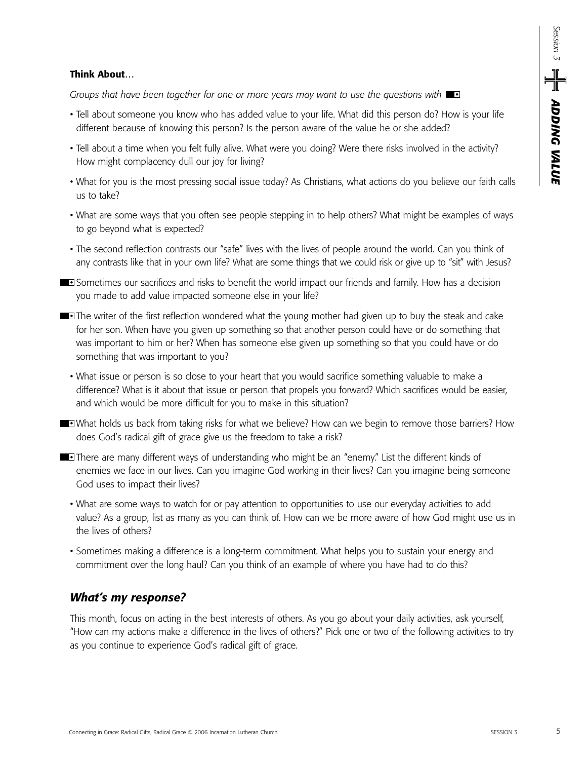**Think About**…

*Groups that have been together for one or more years may want to use the questions with* ■▪

- Tell about someone you know who has added value to your life. What did this person do? How is your life different because of knowing this person? Is the person aware of the value he or she added?
- Tell about a time when you felt fully alive. What were you doing? Were there risks involved in the activity? How might complacency dull our joy for living?
- What for you is the most pressing social issue today? As Christians, what actions do you believe our faith calls us to take?
- What are some ways that you often see people stepping in to help others? What might be examples of ways to go beyond what is expected?
- The second reflection contrasts our "safe" lives with the lives of people around the world. Can you think of any contrasts like that in your own life? What are some things that we could risk or give up to "sit" with Jesus?

■▪ Sometimes our sacrifices and risks to benefit the world impact our friends and family. How has a decision you made to add value impacted someone else in your life?

■▪ The writer of the first reflection wondered what the young mother had given up to buy the steak and cake for her son. When have you given up something so that another person could have or do something that was important to him or her? When has someone else given up something so that you could have or do something that was important to you?

- What issue or person is so close to your heart that you would sacrifice something valuable to make a difference? What is it about that issue or person that propels you forward? Which sacrifices would be easier, and which would be more difficult for you to make in this situation?

■▪ What holds us back from taking risks for what we believe? How can we begin to remove those barriers? How does God's radical gift of grace give us the freedom to take a risk?

■▪ There are many different ways of understanding who might be an "enemy." List the different kinds of enemies we face in our lives. Can you imagine God working in their lives? Can you imagine being someone God uses to impact their lives?

- What are some ways to watch for or pay attention to opportunities to use our everyday activities to add value? As a group, list as many as you can think of. How can we be more aware of how God might use us in the lives of others?
- Sometimes making a difference is a long-term commitment. What helps you to sustain your energy and commitment over the long haul? Can you think of an example of where you have had to do this?

## *What's my response?*

This month, focus on acting in the best interests of others. As you go about your daily activities, ask yourself, "How can my actions make a difference in the lives of others?" Pick one or two of the following activities to try as you continue to experience God's radical gift of grace.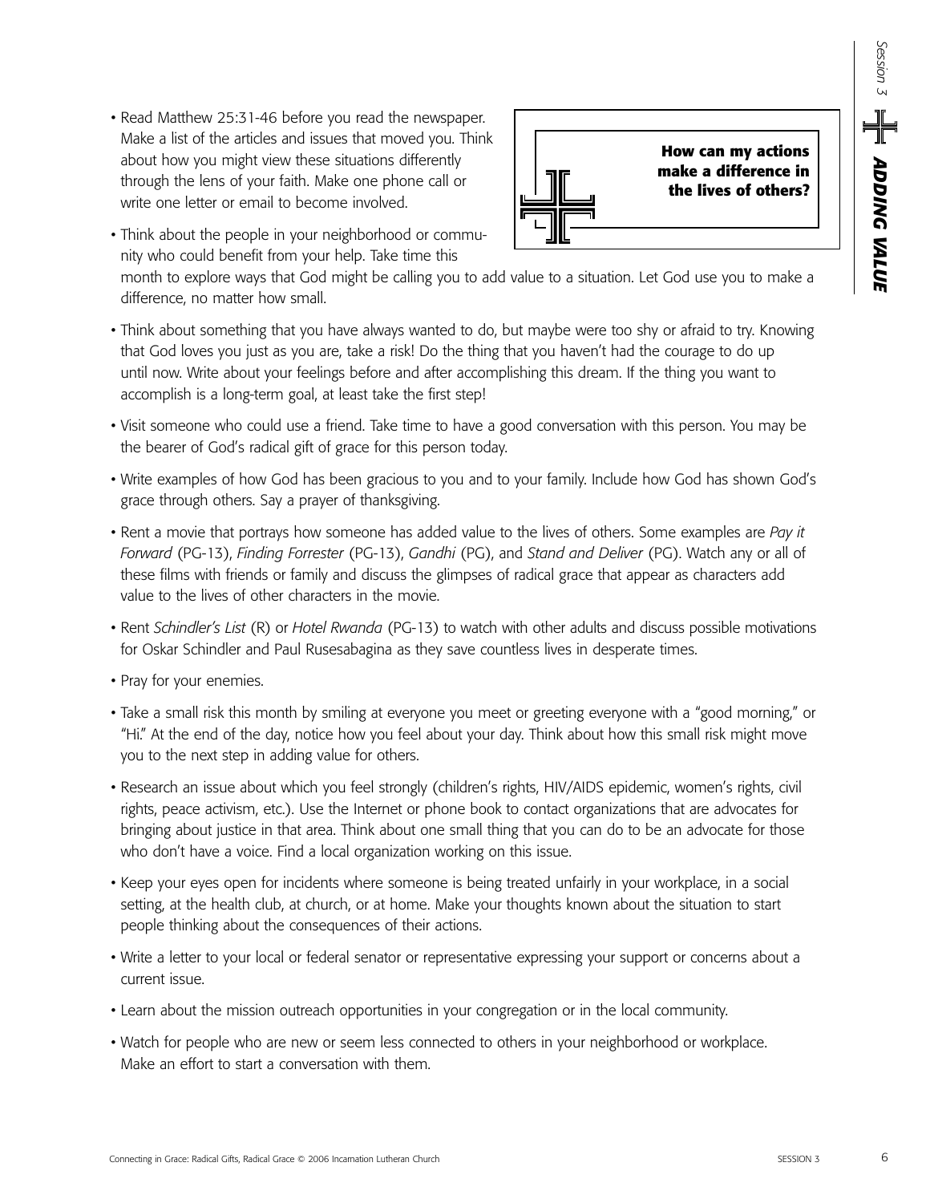**How can my actions make a difference in the lives of others?**

- Read Matthew 25:31-46 before you read the newspaper. Make a list of the articles and issues that moved you. Think about how you might view these situations differently through the lens of your faith. Make one phone call or write one letter or email to become involved.
- Think about the people in your neighborhood or community who could benefit from your help. Take time this month to explore ways that God might be calling you to add value to a situation. Let God use you to make a difference, no matter how small.
- Think about something that you have always wanted to do, but maybe were too shy or afraid to try. Knowing that God loves you just as you are, take a risk! Do the thing that you haven't had the courage to do up until now. Write about your feelings before and after accomplishing this dream. If the thing you want to accomplish is a long-term goal, at least take the first step!
- Visit someone who could use a friend. Take time to have a good conversation with this person. You may be the bearer of God's radical gift of grace for this person today.
- Write examples of how God has been gracious to you and to your family. Include how God has shown God's grace through others. Say a prayer of thanksgiving.
- Rent a movie that portrays how someone has added value to the lives of others. Some examples are *Pay it Forward* (PG-13), *Finding Forrester* (PG-13), *Gandhi* (PG), and *Stand and Deliver* (PG). Watch any or all of these films with friends or family and discuss the glimpses of radical grace that appear as characters add value to the lives of other characters in the movie.
- Rent *Schindler's List* (R) or *Hotel Rwanda* (PG-13) to watch with other adults and discuss possible motivations for Oskar Schindler and Paul Rusesabagina as they save countless lives in desperate times.
- Pray for your enemies.
- Take a small risk this month by smiling at everyone you meet or greeting everyone with a "good morning," or "Hi." At the end of the day, notice how you feel about your day. Think about how this small risk might move you to the next step in adding value for others.
- Research an issue about which you feel strongly (children's rights, HIV/AIDS epidemic, women's rights, civil rights, peace activism, etc.). Use the Internet or phone book to contact organizations that are advocates for bringing about justice in that area. Think about one small thing that you can do to be an advocate for those who don't have a voice. Find a local organization working on this issue.
- Keep your eyes open for incidents where someone is being treated unfairly in your workplace, in a social setting, at the health club, at church, or at home. Make your thoughts known about the situation to start people thinking about the consequences of their actions.
- Write a letter to your local or federal senator or representative expressing your support or concerns about a current issue.
- Learn about the mission outreach opportunities in your congregation or in the local community.
- Watch for people who are new or seem less connected to others in your neighborhood or workplace. Make an effort to start a conversation with them.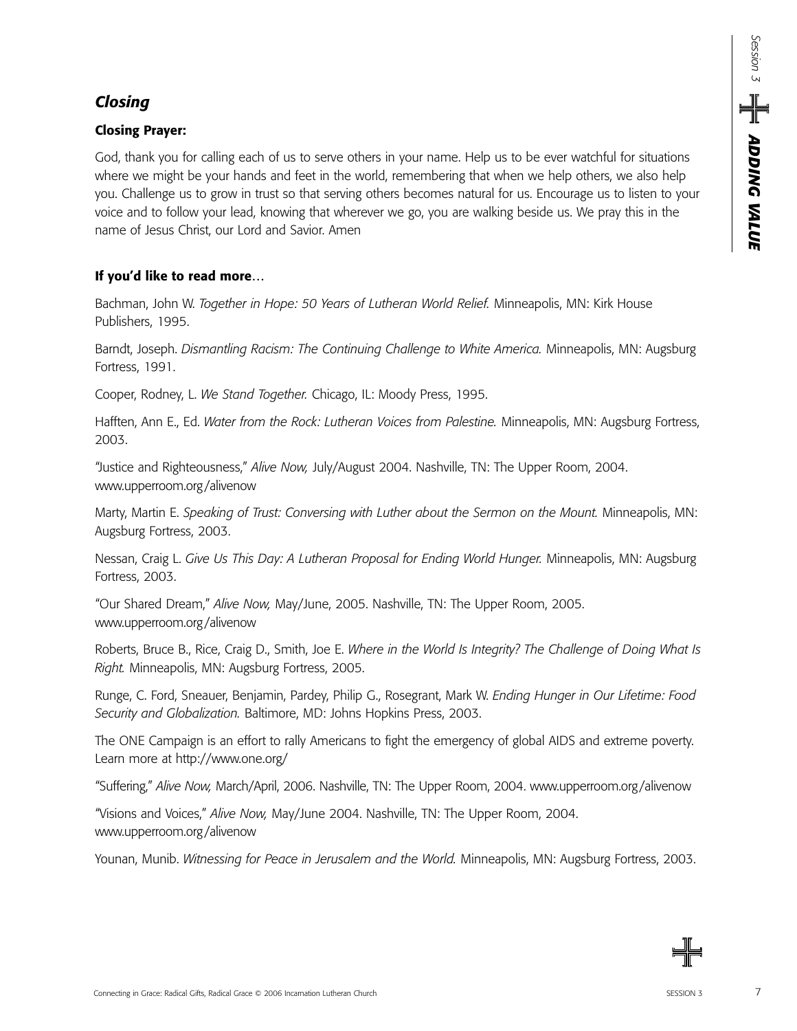## *Closing*

### Closing Prayer:

God, thank you for calling each of us to serve others in your name. Help us to be ever watchful for situations where we might be your hands and feet in the world, remembering that when we help others, we also help you. Challenge us to grow in trust so that serving others becomes natural for us. Encourage us to listen to your voice and to follow your lead, knowing that wherever we go, you are walking beside us. We pray this in the name of Jesus Christ, our Lord and Savior. Amen

### If you'd like to read more…

Bachman, John W. *Together in Hope: 50 Years of Lutheran World Relief.* Minneapolis, MN: Kirk House Publishers, 1995.

Barndt, Joseph. *Dismantling Racism: The Continuing Challenge to White America.* Minneapolis, MN: Augsburg Fortress, 1991.

Cooper, Rodney, L. *We Stand Together.* Chicago, IL: Moody Press, 1995.

Hafften, Ann E., Ed. *Water from the Rock: Lutheran Voices from Palestine.* Minneapolis, MN: Augsburg Fortress, 2003.

"Justice and Righteousness," *Alive Now,* July/August 2004. Nashville, TN: The Upper Room, 2004. www.upperroom.org/alivenow

Marty, Martin E. *Speaking of Trust: Conversing with Luther about the Sermon on the Mount.* Minneapolis, MN: Augsburg Fortress, 2003.

Nessan, Craig L. *Give Us This Day: A Lutheran Proposal for Ending World Hunger.* Minneapolis, MN: Augsburg Fortress, 2003.

"Our Shared Dream," *Alive Now,* May/June, 2005. Nashville, TN: The Upper Room, 2005. www.upperroom.org/alivenow

Roberts, Bruce B., Rice, Craig D., Smith, Joe E. *Where in the World Is Integrity? The Challenge of Doing What Is Right.* Minneapolis, MN: Augsburg Fortress, 2005.

Runge, C. Ford, Sneauer, Benjamin, Pardey, Philip G., Rosegrant, Mark W. *Ending Hunger in Our Lifetime: Food Security and Globalization.* Baltimore, MD: Johns Hopkins Press, 2003.

The ONE Campaign is an effort to rally Americans to fight the emergency of global AIDS and extreme poverty. Learn more at http://www.one.org/

"Suffering," *Alive Now,* March/April, 2006. Nashville, TN: The Upper Room, 2004. www.upperroom.org/alivenow

"Visions and Voices," *Alive Now,* May/June 2004. Nashville, TN: The Upper Room, 2004. www.upperroom.org/alivenow

Younan, Munib. *Witnessing for Peace in Jerusalem and the World.* Minneapolis, MN: Augsburg Fortress, 2003.